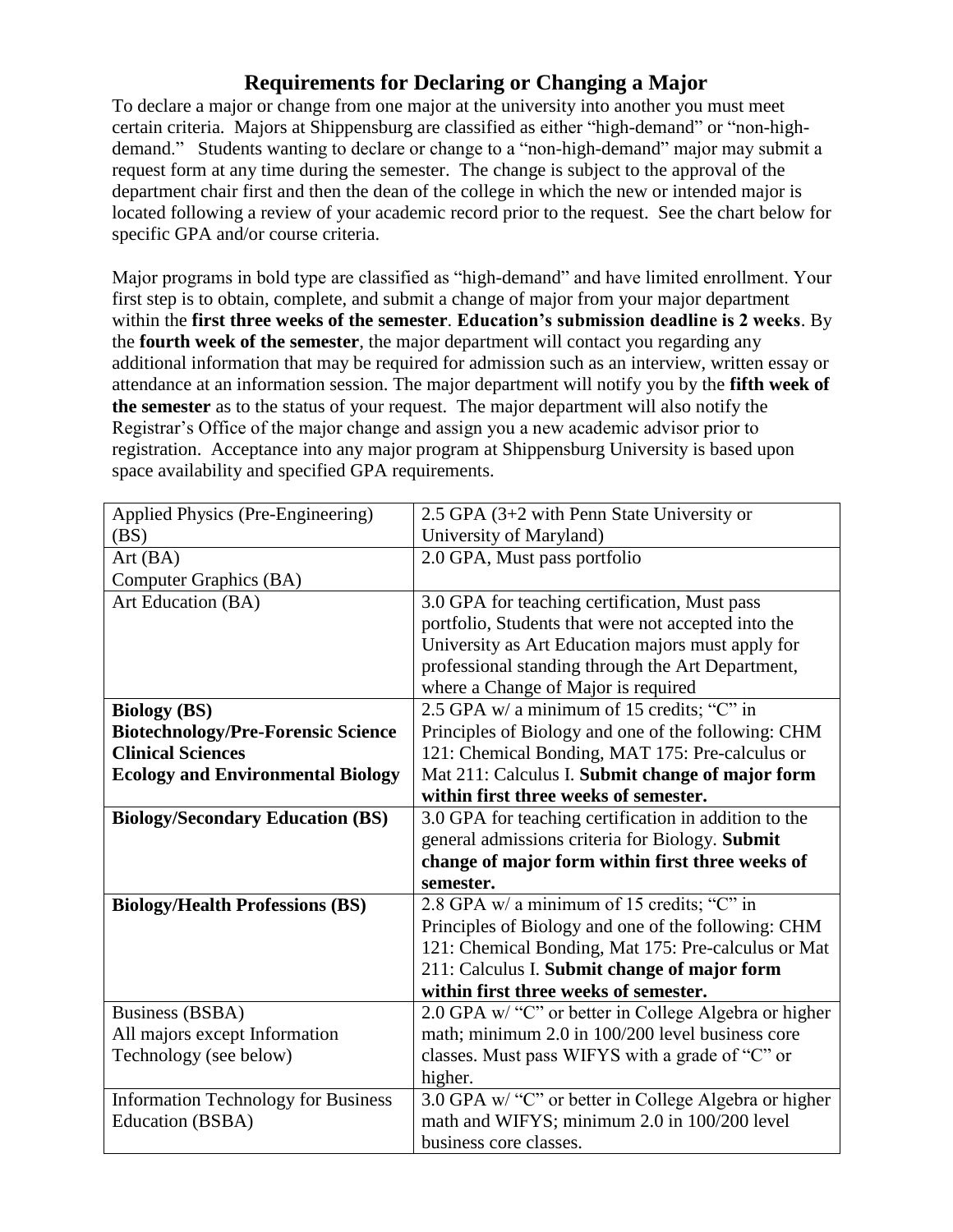# Requirements for Declaring or Changing a Major

To declare a major or change from one major at the university into another you must meet certain criteria. Majors at Shippensburg are classified as either "high-demand" or "non-high-demand." Students wanting to declare or change to a "non-high-demand" major may submit a request form at any time during the semester. The change is subject to the approval of the department chair first and then the dean of the college in which the new or intended major is located following a review of your academic record prior to the request. See the chart below for specific GPA and/or course criteria.

Major programs in bold type are classified as "high-demand" and have limited enrollment. Your first step is to obtain, complete, and submit a change of major from your major department within the **first three weeks of the semester**. **Education's submission deadline is 2 weeks**. By the **fourth week of the semester**, the major department will contact you regarding any additional information that may be required for admission such as an interview, written essay or attendance at an information session. The major department will notify you by the **fifth week of the semester** as to the status of your request. The major department will also notify the Registrar's Office of the major change and assign you a new academic advisor prior to registration. Acceptance into any major program at Shippensburg University is based upon space availability and specified GPA requirements.

| Major | Requirements |
|---|---|
| Applied Physics (Pre-Engineering) (BS) | 2.5 GPA (3+2 with Penn State University or University of Maryland) |
| Art (BA)<br>Computer Graphics (BA) | 2.0 GPA, Must pass portfolio |
| Art Education (BA) | 3.0 GPA for teaching certification, Must pass portfolio, Students that were not accepted into the University as Art Education majors must apply for professional standing through the Art Department, where a Change of Major is required |
| **Biology (BS)**<br>**Biotechnology/Pre-Forensic Science**<br>**Clinical Sciences**<br>**Ecology and Environmental Biology** | 2.5 GPA w/ a minimum of 15 credits; "C" in Principles of Biology and one of the following: CHM 121: Chemical Bonding, MAT 175: Pre-calculus or Mat 211: Calculus I. **Submit change of major form within first three weeks of semester.** |
| **Biology/Secondary Education (BS)** | 3.0 GPA for teaching certification in addition to the general admissions criteria for Biology. **Submit change of major form within first three weeks of semester.** |
| **Biology/Health Professions (BS)** | 2.8 GPA w/ a minimum of 15 credits; "C" in Principles of Biology and one of the following: CHM 121: Chemical Bonding, Mat 175: Pre-calculus or Mat 211: Calculus I. **Submit change of major form within first three weeks of semester.** |
| Business (BSBA)<br>All majors except Information Technology (see below) | 2.0 GPA w/ "C" or better in College Algebra or higher math; minimum 2.0 in 100/200 level business core classes. Must pass WIFYS with a grade of "C" or higher. |
| Information Technology for Business Education (BSBA) | 3.0 GPA w/ "C" or better in College Algebra or higher math and WIFYS; minimum 2.0 in 100/200 level business core classes. |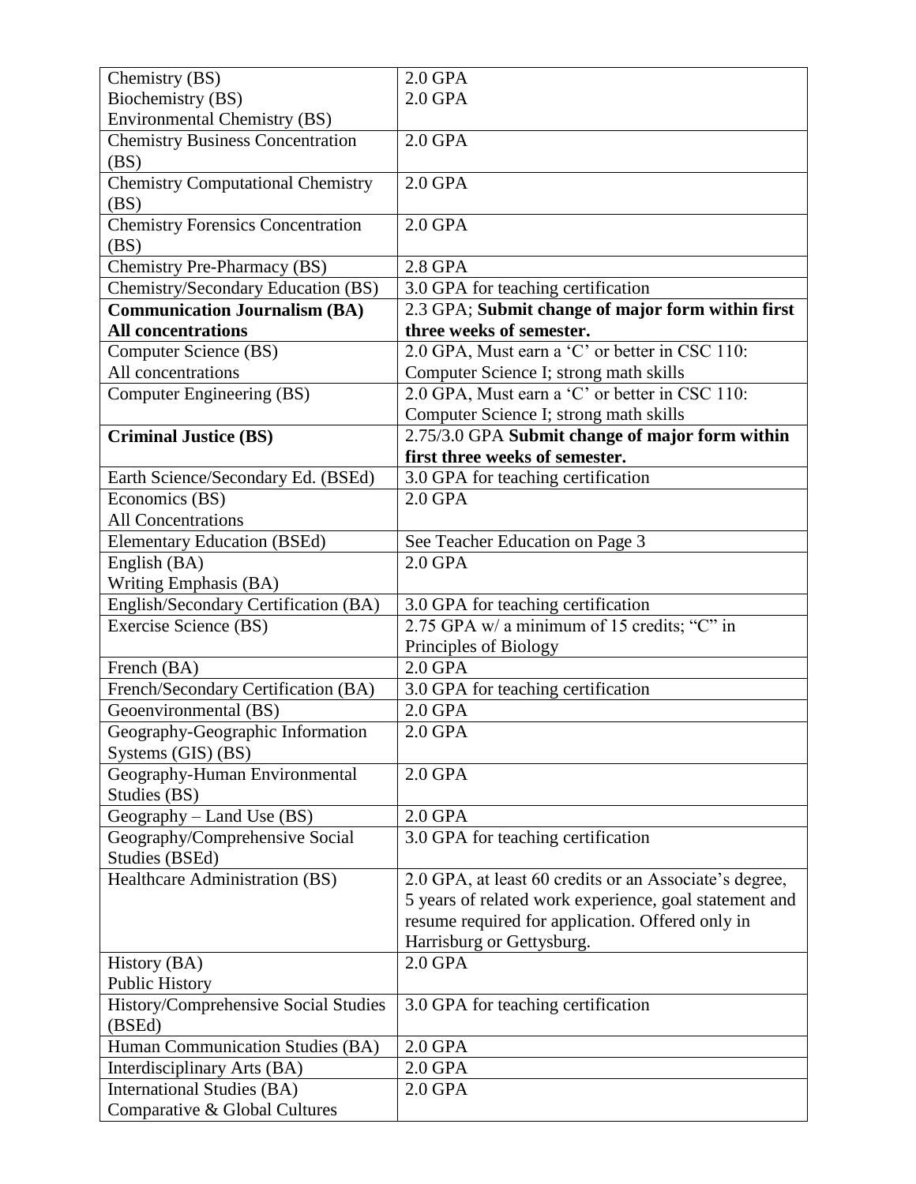| Chemistry (BS)<br>Biochemistry (BS)<br>Environmental Chemistry (BS) | 2.0 GPA<br>2.0 GPA |
|---|---|
| Chemistry Business Concentration (BS) | 2.0 GPA |
| Chemistry Computational Chemistry (BS) | 2.0 GPA |
| Chemistry Forensics Concentration (BS) | 2.0 GPA |
| Chemistry Pre-Pharmacy (BS) | 2.8 GPA |
| Chemistry/Secondary Education (BS) | 3.0 GPA for teaching certification |
| **Communication Journalism (BA)**<br>**All concentrations** | 2.3 GPA; **Submit change of major form within first three weeks of semester.** |
| Computer Science (BS)<br>All concentrations | 2.0 GPA, Must earn a 'C' or better in CSC 110: Computer Science I; strong math skills |
| Computer Engineering (BS) | 2.0 GPA, Must earn a 'C' or better in CSC 110: Computer Science I; strong math skills |
| **Criminal Justice (BS)** | 2.75/3.0 GPA **Submit change of major form within first three weeks of semester.** |
| Earth Science/Secondary Ed. (BSEd) | 3.0 GPA for teaching certification |
| Economics (BS)<br>All Concentrations | 2.0 GPA |
| Elementary Education (BSEd) | See Teacher Education on Page 3 |
| English (BA)<br>Writing Emphasis (BA) | 2.0 GPA |
| English/Secondary Certification (BA) | 3.0 GPA for teaching certification |
| Exercise Science (BS) | 2.75 GPA w/ a minimum of 15 credits; "C" in Principles of Biology |
| French (BA) | 2.0 GPA |
| French/Secondary Certification (BA) | 3.0 GPA for teaching certification |
| Geoenvironmental (BS) | 2.0 GPA |
| Geography-Geographic Information Systems (GIS) (BS) | 2.0 GPA |
| Geography-Human Environmental Studies (BS) | 2.0 GPA |
| Geography – Land Use (BS) | 2.0 GPA |
| Geography/Comprehensive Social Studies (BSEd) | 3.0 GPA for teaching certification |
| Healthcare Administration (BS) | 2.0 GPA, at least 60 credits or an Associate's degree, 5 years of related work experience, goal statement and resume required for application. Offered only in Harrisburg or Gettysburg. |
| History (BA)<br>Public History | 2.0 GPA |
| History/Comprehensive Social Studies (BSEd) | 3.0 GPA for teaching certification |
| Human Communication Studies (BA) | 2.0 GPA |
| Interdisciplinary Arts (BA) | 2.0 GPA |
| International Studies (BA)<br>Comparative & Global Cultures | 2.0 GPA |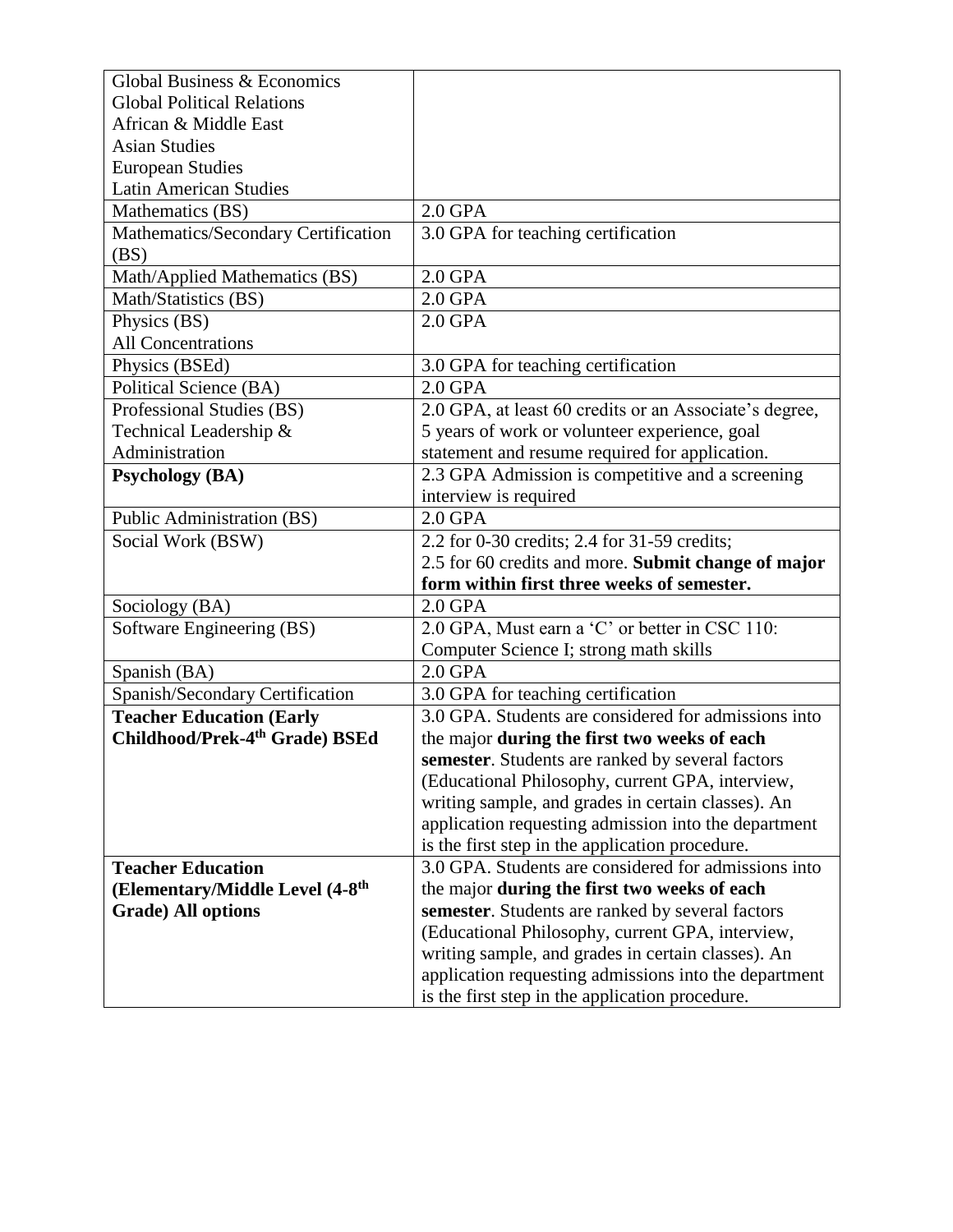| | |
|---|---|
| Global Business & Economics<br>Global Political Relations<br>African & Middle East<br>Asian Studies<br>European Studies<br>Latin American Studies | |
| Mathematics (BS) | 2.0 GPA |
| Mathematics/Secondary Certification (BS) | 3.0 GPA for teaching certification |
| Math/Applied Mathematics (BS) | 2.0 GPA |
| Math/Statistics (BS) | 2.0 GPA |
| Physics (BS)<br>All Concentrations | 2.0 GPA |
| Physics (BSEd) | 3.0 GPA for teaching certification |
| Political Science (BA) | 2.0 GPA |
| Professional Studies (BS)<br>Technical Leadership & Administration | 2.0 GPA, at least 60 credits or an Associate's degree, 5 years of work or volunteer experience, goal statement and resume required for application. |
| **Psychology (BA)** | 2.3 GPA Admission is competitive and a screening interview is required |
| Public Administration (BS) | 2.0 GPA |
| Social Work (BSW) | 2.2 for 0-30 credits; 2.4 for 31-59 credits; 2.5 for 60 credits and more. **Submit change of major form within first three weeks of semester.** |
| Sociology (BA) | 2.0 GPA |
| Software Engineering (BS) | 2.0 GPA, Must earn a 'C' or better in CSC 110: Computer Science I; strong math skills |
| Spanish (BA) | 2.0 GPA |
| Spanish/Secondary Certification | 3.0 GPA for teaching certification |
| **Teacher Education (Early Childhood/Prek-4th Grade) BSEd** | 3.0 GPA. Students are considered for admissions into the major **during the first two weeks of each semester**. Students are ranked by several factors (Educational Philosophy, current GPA, interview, writing sample, and grades in certain classes). An application requesting admission into the department is the first step in the application procedure. |
| **Teacher Education (Elementary/Middle Level (4-8th Grade) All options** | 3.0 GPA. Students are considered for admissions into the major **during the first two weeks of each semester**. Students are ranked by several factors (Educational Philosophy, current GPA, interview, writing sample, and grades in certain classes). An application requesting admissions into the department is the first step in the application procedure. |